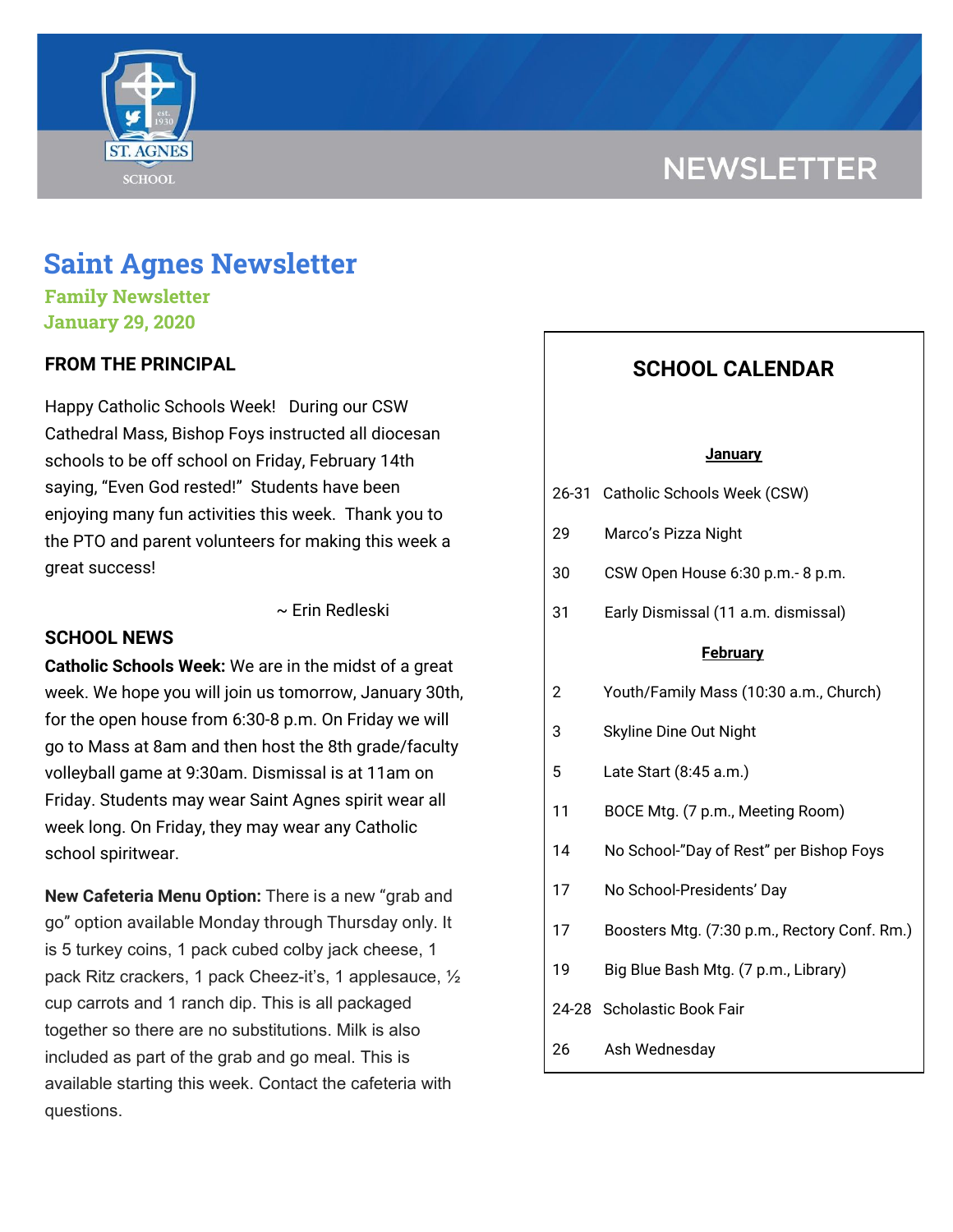# Saint Agnes Newsletter

**Family Newsletter**
**January 29, 2020**

### FROM THE PRINCIPAL

Happy Catholic Schools Week! During our CSW Cathedral Mass, Bishop Foys instructed all diocesan schools to be off school on Friday, February 14th saying, "Even God rested!" Students have been enjoying many fun activities this week. Thank you to the PTO and parent volunteers for making this week a great success!

~ Erin Redleski

### SCHOOL NEWS

**Catholic Schools Week:** We are in the midst of a great week. We hope you will join us tomorrow, January 30th, for the open house from 6:30-8 p.m. On Friday we will go to Mass at 8am and then host the 8th grade/faculty volleyball game at 9:30am. Dismissal is at 11am on Friday. Students may wear Saint Agnes spirit wear all week long. On Friday, they may wear any Catholic school spiritwear.

**New Cafeteria Menu Option:** There is a new "grab and go" option available Monday through Thursday only. It is 5 turkey coins, 1 pack cubed colby jack cheese, 1 pack Ritz crackers, 1 pack Cheez-it's, 1 applesauce, ½ cup carrots and 1 ranch dip. This is all packaged together so there are no substitutions. Milk is also included as part of the grab and go meal. This is available starting this week. Contact the cafeteria with questions.

## SCHOOL CALENDAR

**January**

| | |
|---|---|
| 26-31 | Catholic Schools Week (CSW) |
| 29 | Marco's Pizza Night |
| 30 | CSW Open House 6:30 p.m.- 8 p.m. |
| 31 | Early Dismissal (11 a.m. dismissal) |

**February**

| | |
|---|---|
| 2 | Youth/Family Mass (10:30 a.m., Church) |
| 3 | Skyline Dine Out Night |
| 5 | Late Start (8:45 a.m.) |
| 11 | BOCE Mtg. (7 p.m., Meeting Room) |
| 14 | No School-"Day of Rest" per Bishop Foys |
| 17 | No School-Presidents' Day |
| 17 | Boosters Mtg. (7:30 p.m., Rectory Conf. Rm.) |
| 19 | Big Blue Bash Mtg. (7 p.m., Library) |
| 24-28 | Scholastic Book Fair |
| 26 | Ash Wednesday |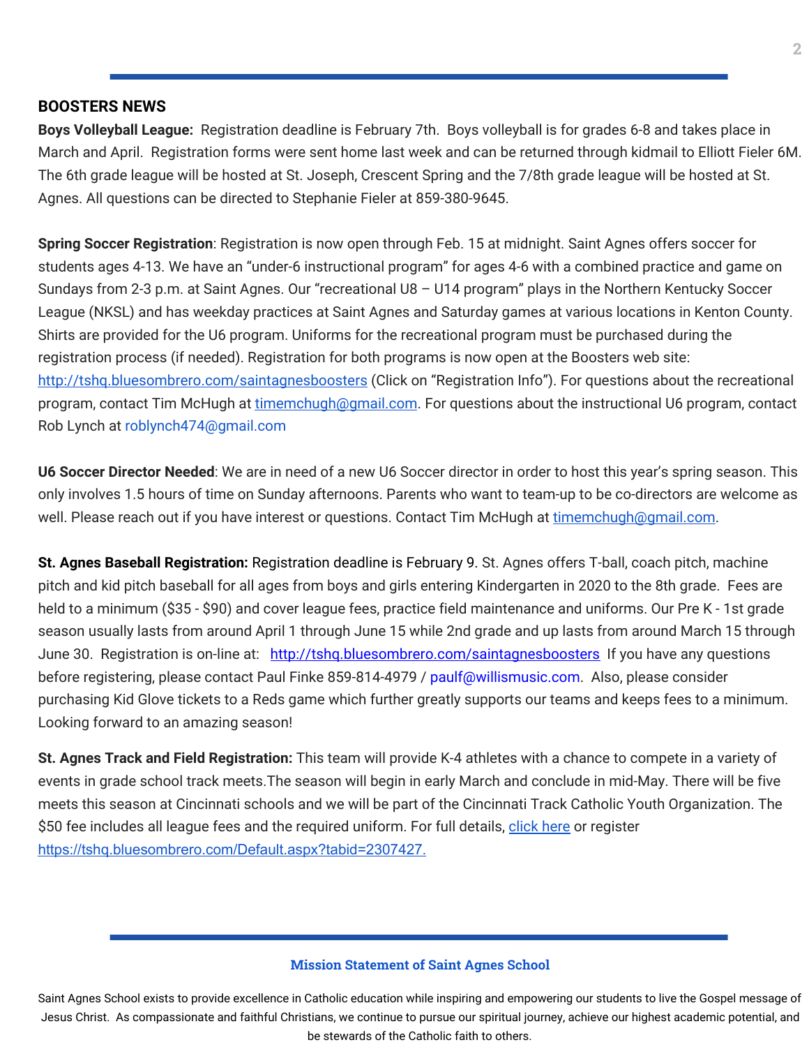## BOOSTERS NEWS

**Boys Volleyball League:** Registration deadline is February 7th. Boys volleyball is for grades 6-8 and takes place in March and April. Registration forms were sent home last week and can be returned through kidmail to Elliott Fieler 6M. The 6th grade league will be hosted at St. Joseph, Crescent Spring and the 7/8th grade league will be hosted at St. Agnes. All questions can be directed to Stephanie Fieler at 859-380-9645.

**Spring Soccer Registration**: Registration is now open through Feb. 15 at midnight. Saint Agnes offers soccer for students ages 4-13. We have an "under-6 instructional program" for ages 4-6 with a combined practice and game on Sundays from 2-3 p.m. at Saint Agnes. Our "recreational U8 – U14 program" plays in the Northern Kentucky Soccer League (NKSL) and has weekday practices at Saint Agnes and Saturday games at various locations in Kenton County. Shirts are provided for the U6 program. Uniforms for the recreational program must be purchased during the registration process (if needed). Registration for both programs is now open at the Boosters web site: http://tshq.bluesombrero.com/saintagnesboosters (Click on "Registration Info"). For questions about the recreational program, contact Tim McHugh at timemchugh@gmail.com. For questions about the instructional U6 program, contact Rob Lynch at roblynch474@gmail.com

**U6 Soccer Director Needed**: We are in need of a new U6 Soccer director in order to host this year's spring season. This only involves 1.5 hours of time on Sunday afternoons. Parents who want to team-up to be co-directors are welcome as well. Please reach out if you have interest or questions. Contact Tim McHugh at timemchugh@gmail.com.

**St. Agnes Baseball Registration:** Registration deadline is February 9. St. Agnes offers T-ball, coach pitch, machine pitch and kid pitch baseball for all ages from boys and girls entering Kindergarten in 2020 to the 8th grade. Fees are held to a minimum ($35 - $90) and cover league fees, practice field maintenance and uniforms. Our Pre K - 1st grade season usually lasts from around April 1 through June 15 while 2nd grade and up lasts from around March 15 through June 30. Registration is on-line at: http://tshq.bluesombrero.com/saintagnesboosters If you have any questions before registering, please contact Paul Finke 859-814-4979 / paulf@willismusic.com. Also, please consider purchasing Kid Glove tickets to a Reds game which further greatly supports our teams and keeps fees to a minimum. Looking forward to an amazing season!

**St. Agnes Track and Field Registration:** This team will provide K-4 athletes with a chance to compete in a variety of events in grade school track meets.The season will begin in early March and conclude in mid-May. There will be five meets this season at Cincinnati schools and we will be part of the Cincinnati Track Catholic Youth Organization. The $50 fee includes all league fees and the required uniform. For full details, click here or register https://tshq.bluesombrero.com/Default.aspx?tabid=2307427.

---

**Mission Statement of Saint Agnes School**

Saint Agnes School exists to provide excellence in Catholic education while inspiring and empowering our students to live the Gospel message of Jesus Christ. As compassionate and faithful Christians, we continue to pursue our spiritual journey, achieve our highest academic potential, and be stewards of the Catholic faith to others.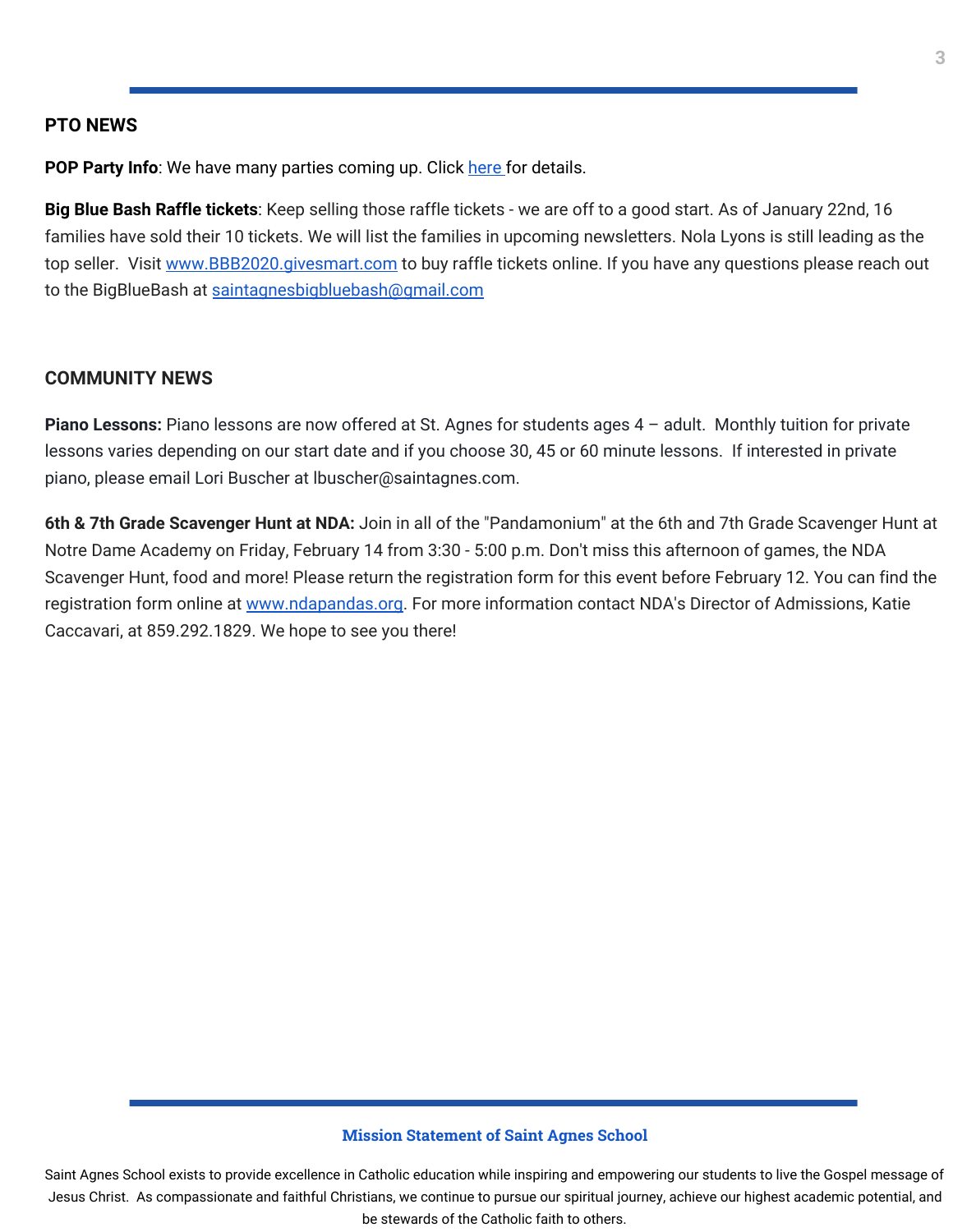## PTO NEWS

**POP Party Info**: We have many parties coming up. Click here for details.

**Big Blue Bash Raffle tickets**: Keep selling those raffle tickets - we are off to a good start. As of January 22nd, 16 families have sold their 10 tickets. We will list the families in upcoming newsletters. Nola Lyons is still leading as the top seller. Visit www.BBB2020.givesmart.com to buy raffle tickets online. If you have any questions please reach out to the BigBlueBash at saintagnesbigbluebash@gmail.com

## COMMUNITY NEWS

**Piano Lessons:** Piano lessons are now offered at St. Agnes for students ages 4 – adult. Monthly tuition for private lessons varies depending on our start date and if you choose 30, 45 or 60 minute lessons. If interested in private piano, please email Lori Buscher at lbuscher@saintagnes.com.

**6th & 7th Grade Scavenger Hunt at NDA:** Join in all of the "Pandamonium" at the 6th and 7th Grade Scavenger Hunt at Notre Dame Academy on Friday, February 14 from 3:30 - 5:00 p.m. Don't miss this afternoon of games, the NDA Scavenger Hunt, food and more! Please return the registration form for this event before February 12. You can find the registration form online at www.ndapandas.org. For more information contact NDA's Director of Admissions, Katie Caccavari, at 859.292.1829. We hope to see you there!

**Mission Statement of Saint Agnes School**

Saint Agnes School exists to provide excellence in Catholic education while inspiring and empowering our students to live the Gospel message of Jesus Christ. As compassionate and faithful Christians, we continue to pursue our spiritual journey, achieve our highest academic potential, and be stewards of the Catholic faith to others.